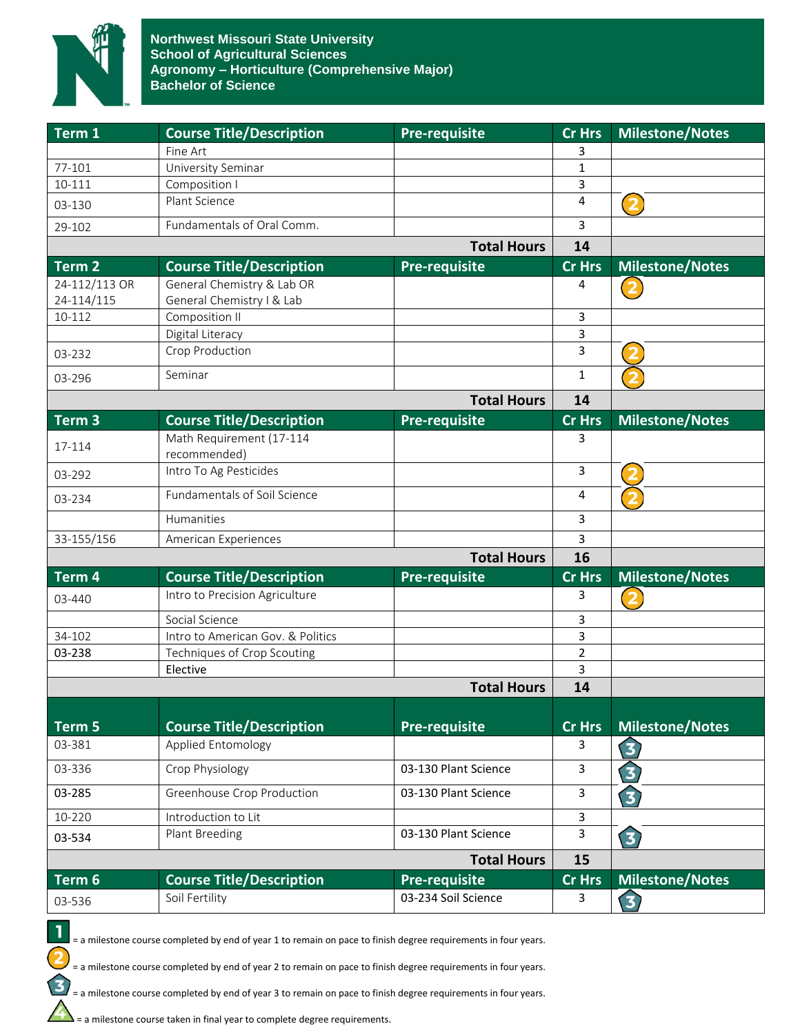# Northwest Missouri State University
## School of Agricultural Sciences
## Agronomy – Horticulture (Comprehensive Major)
## Bachelor of Science

| Term 1 | Course Title/Description | Pre-requisite | Cr Hrs | Milestone/Notes |
|---|---|---|---|---|
| | Fine Art | | 3 | |
| 77-101 | University Seminar | | 1 | |
| 10-111 | Composition I | | 3 | |
| 03-130 | Plant Science | | 4 | 2 |
| 29-102 | Fundamentals of Oral Comm. | | 3 | |
| | | **Total Hours** | **14** | |

| Term 2 | Course Title/Description | Pre-requisite | Cr Hrs | Milestone/Notes |
|---|---|---|---|---|
| 24-112/113 OR 24-114/115 | General Chemistry & Lab OR General Chemistry I & Lab | | 4 | 2 |
| 10-112 | Composition II | | 3 | |
| | Digital Literacy | | 3 | |
| 03-232 | Crop Production | | 3 | 2 |
| 03-296 | Seminar | | 1 | 2 |
| | | **Total Hours** | **14** | |

| Term 3 | Course Title/Description | Pre-requisite | Cr Hrs | Milestone/Notes |
|---|---|---|---|---|
| 17-114 | Math Requirement (17-114 recommended) | | 3 | |
| 03-292 | Intro To Ag Pesticides | | 3 | 2 |
| 03-234 | Fundamentals of Soil Science | | 4 | 2 |
| | Humanities | | 3 | |
| 33-155/156 | American Experiences | | 3 | |
| | | **Total Hours** | **16** | |

| Term 4 | Course Title/Description | Pre-requisite | Cr Hrs | Milestone/Notes |
|---|---|---|---|---|
| 03-440 | Intro to Precision Agriculture | | 3 | 2 |
| | Social Science | | 3 | |
| 34-102 | Intro to American Gov. & Politics | | 3 | |
| 03-238 | Techniques of Crop Scouting | | 2 | |
| | Elective | | 3 | |
| | | **Total Hours** | **14** | |

| Term 5 | Course Title/Description | Pre-requisite | Cr Hrs | Milestone/Notes |
|---|---|---|---|---|
| 03-381 | Applied Entomology | | 3 | 3 |
| 03-336 | Crop Physiology | 03-130 Plant Science | 3 | 3 |
| 03-285 | Greenhouse Crop Production | 03-130 Plant Science | 3 | 3 |
| 10-220 | Introduction to Lit | | 3 | |
| 03-534 | Plant Breeding | 03-130 Plant Science | 3 | 3 |
| | | **Total Hours** | **15** | |

| Term 6 | Course Title/Description | Pre-requisite | Cr Hrs | Milestone/Notes |
|---|---|---|---|---|
| 03-536 | Soil Fertility | 03-234 Soil Science | 3 | 3 |

1 = a milestone course completed by end of year 1 to remain on pace to finish degree requirements in four years.

2 = a milestone course completed by end of year 2 to remain on pace to finish degree requirements in four years.

3 = a milestone course completed by end of year 3 to remain on pace to finish degree requirements in four years.

4 = a milestone course taken in final year to complete degree requirements.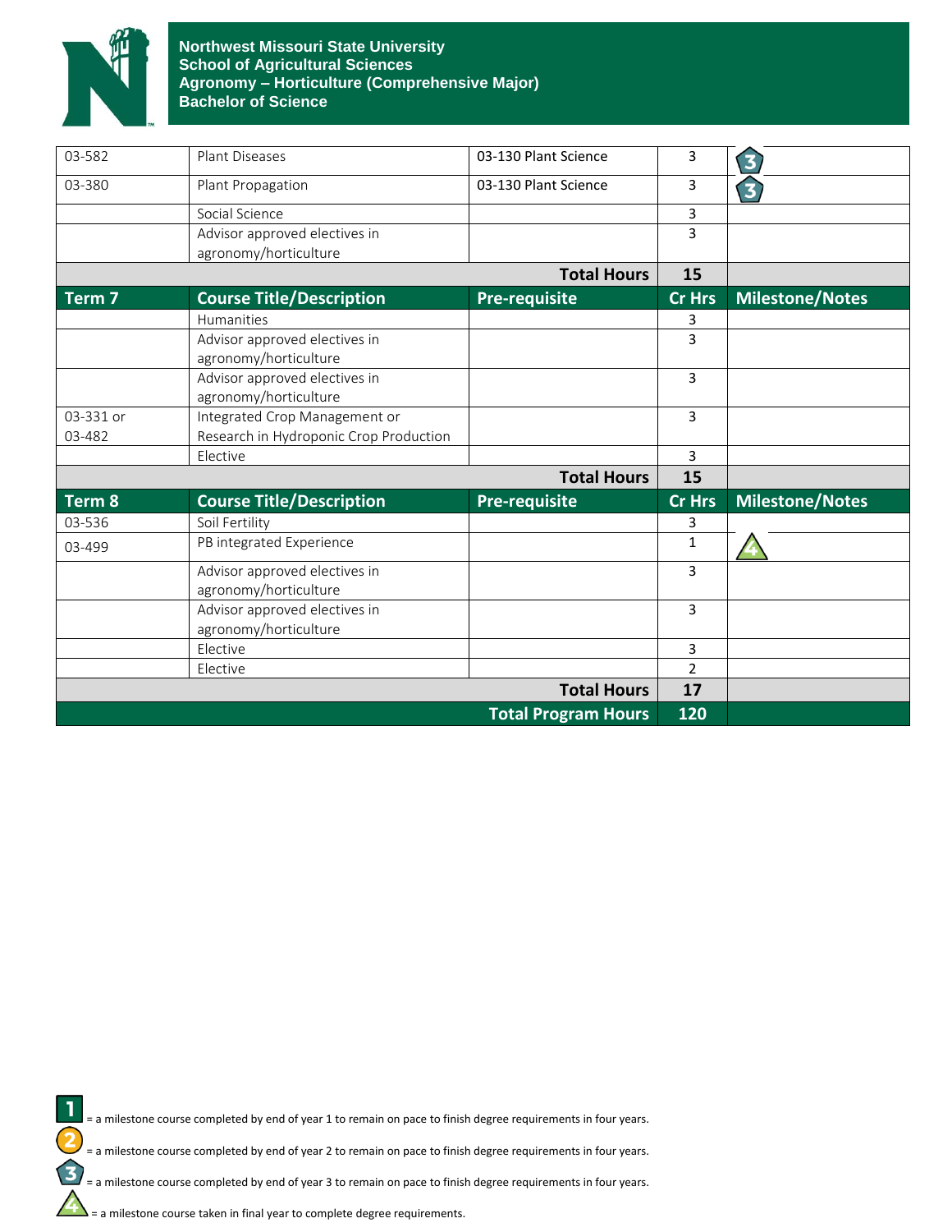**Northwest Missouri State University**
**School of Agricultural Sciences**
**Agronomy – Horticulture (Comprehensive Major)**
**Bachelor of Science**

| | | | | |
|---|---|---|---|---|
| 03-582 | Plant Diseases | 03-130 Plant Science | 3 | 3 |
| 03-380 | Plant Propagation | 03-130 Plant Science | 3 | 3 |
| | Social Science | | 3 | |
| | Advisor approved electives in agronomy/horticulture | | 3 | |
| | | **Total Hours** | **15** | |
| **Term 7** | **Course Title/Description** | **Pre-requisite** | **Cr Hrs** | **Milestone/Notes** |
| | Humanities | | 3 | |
| | Advisor approved electives in agronomy/horticulture | | 3 | |
| | Advisor approved electives in agronomy/horticulture | | 3 | |
| 03-331 or 03-482 | Integrated Crop Management or Research in Hydroponic Crop Production | | 3 | |
| | Elective | | 3 | |
| | | **Total Hours** | **15** | |
| **Term 8** | **Course Title/Description** | **Pre-requisite** | **Cr Hrs** | **Milestone/Notes** |
| 03-536 | Soil Fertility | | 3 | |
| 03-499 | PB integrated Experience | | 1 | 4 |
| | Advisor approved electives in agronomy/horticulture | | 3 | |
| | Advisor approved electives in agronomy/horticulture | | 3 | |
| | Elective | | 3 | |
| | Elective | | 2 | |
| | | **Total Hours** | **17** | |
| | | **Total Program Hours** | **120** | |

1 = a milestone course completed by end of year 1 to remain on pace to finish degree requirements in four years.

2 = a milestone course completed by end of year 2 to remain on pace to finish degree requirements in four years.

3 = a milestone course completed by end of year 3 to remain on pace to finish degree requirements in four years.

4 = a milestone course taken in final year to complete degree requirements.